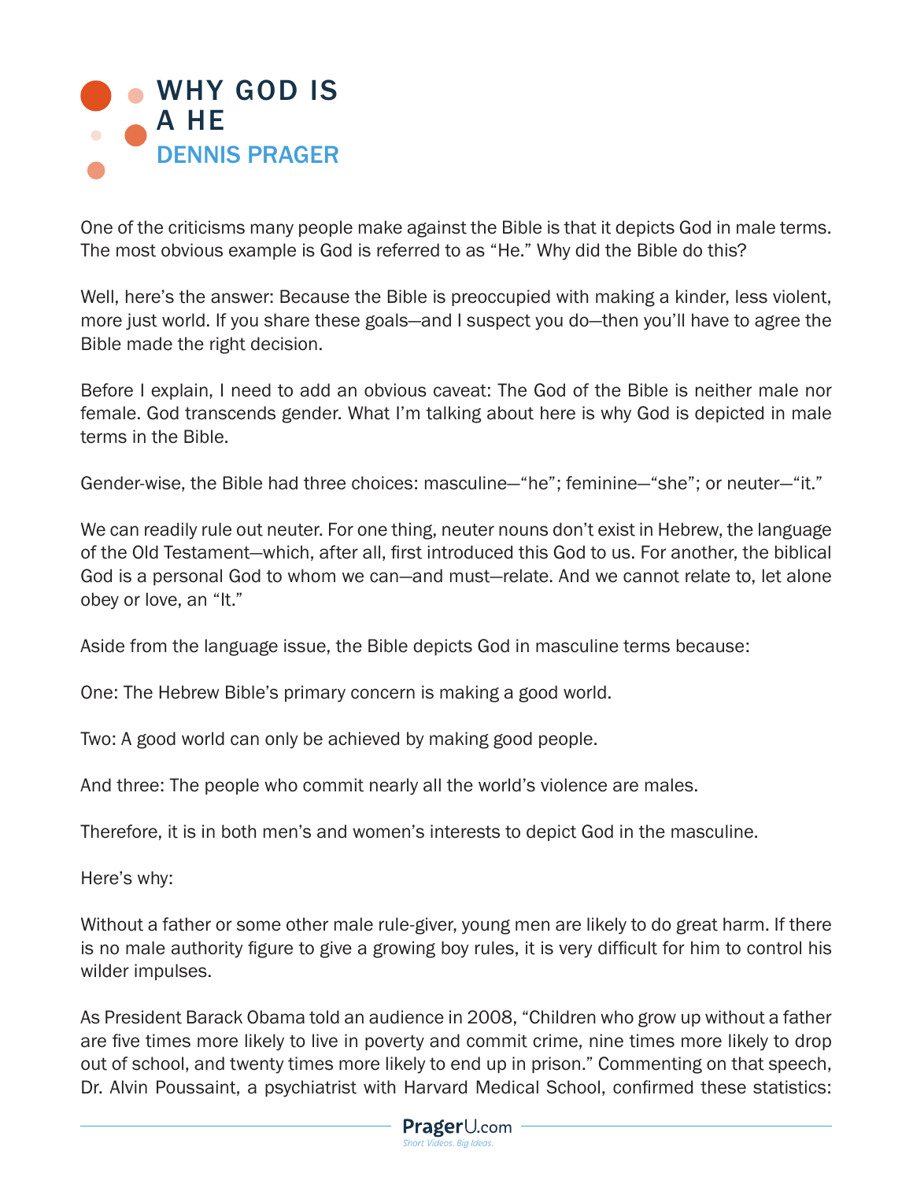# WHY GOD IS A HE

## DENNIS PRAGER

One of the criticisms many people make against the Bible is that it depicts God in male terms. The most obvious example is God is referred to as "He." Why did the Bible do this?

Well, here's the answer: Because the Bible is preoccupied with making a kinder, less violent, more just world. If you share these goals—and I suspect you do—then you'll have to agree the Bible made the right decision.

Before I explain, I need to add an obvious caveat: The God of the Bible is neither male nor female. God transcends gender. What I'm talking about here is why God is depicted in male terms in the Bible.

Gender-wise, the Bible had three choices: masculine—"he"; feminine—"she"; or neuter—"it."

We can readily rule out neuter. For one thing, neuter nouns don't exist in Hebrew, the language of the Old Testament—which, after all, first introduced this God to us. For another, the biblical God is a personal God to whom we can—and must—relate. And we cannot relate to, let alone obey or love, an "It."

Aside from the language issue, the Bible depicts God in masculine terms because:

One: The Hebrew Bible's primary concern is making a good world.

Two: A good world can only be achieved by making good people.

And three: The people who commit nearly all the world's violence are males.

Therefore, it is in both men's and women's interests to depict God in the masculine.

Here's why:

Without a father or some other male rule-giver, young men are likely to do great harm. If there is no male authority figure to give a growing boy rules, it is very difficult for him to control his wilder impulses.

As President Barack Obama told an audience in 2008, "Children who grow up without a father are five times more likely to live in poverty and commit crime, nine times more likely to drop out of school, and twenty times more likely to end up in prison." Commenting on that speech, Dr. Alvin Poussaint, a psychiatrist with Harvard Medical School, confirmed these statistics: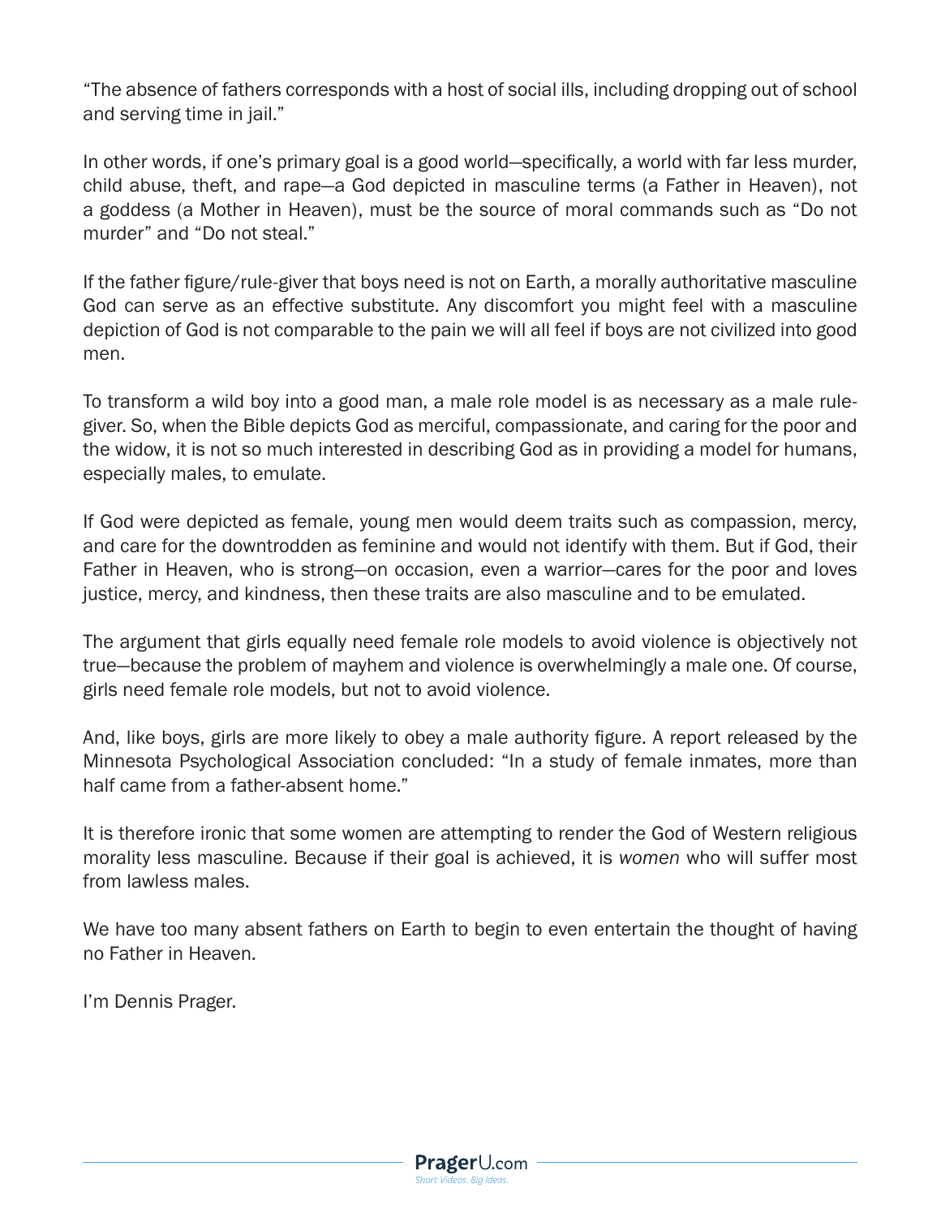"The absence of fathers corresponds with a host of social ills, including dropping out of school and serving time in jail."

In other words, if one's primary goal is a good world—specifically, a world with far less murder, child abuse, theft, and rape—a God depicted in masculine terms (a Father in Heaven), not a goddess (a Mother in Heaven), must be the source of moral commands such as "Do not murder" and "Do not steal."

If the father figure/rule-giver that boys need is not on Earth, a morally authoritative masculine God can serve as an effective substitute. Any discomfort you might feel with a masculine depiction of God is not comparable to the pain we will all feel if boys are not civilized into good men.

To transform a wild boy into a good man, a male role model is as necessary as a male rule-giver. So, when the Bible depicts God as merciful, compassionate, and caring for the poor and the widow, it is not so much interested in describing God as in providing a model for humans, especially males, to emulate.

If God were depicted as female, young men would deem traits such as compassion, mercy, and care for the downtrodden as feminine and would not identify with them. But if God, their Father in Heaven, who is strong—on occasion, even a warrior—cares for the poor and loves justice, mercy, and kindness, then these traits are also masculine and to be emulated.

The argument that girls equally need female role models to avoid violence is objectively not true—because the problem of mayhem and violence is overwhelmingly a male one. Of course, girls need female role models, but not to avoid violence.

And, like boys, girls are more likely to obey a male authority figure. A report released by the Minnesota Psychological Association concluded: "In a study of female inmates, more than half came from a father-absent home."

It is therefore ironic that some women are attempting to render the God of Western religious morality less masculine. Because if their goal is achieved, it is *women* who will suffer most from lawless males.

We have too many absent fathers on Earth to begin to even entertain the thought of having no Father in Heaven.

I'm Dennis Prager.